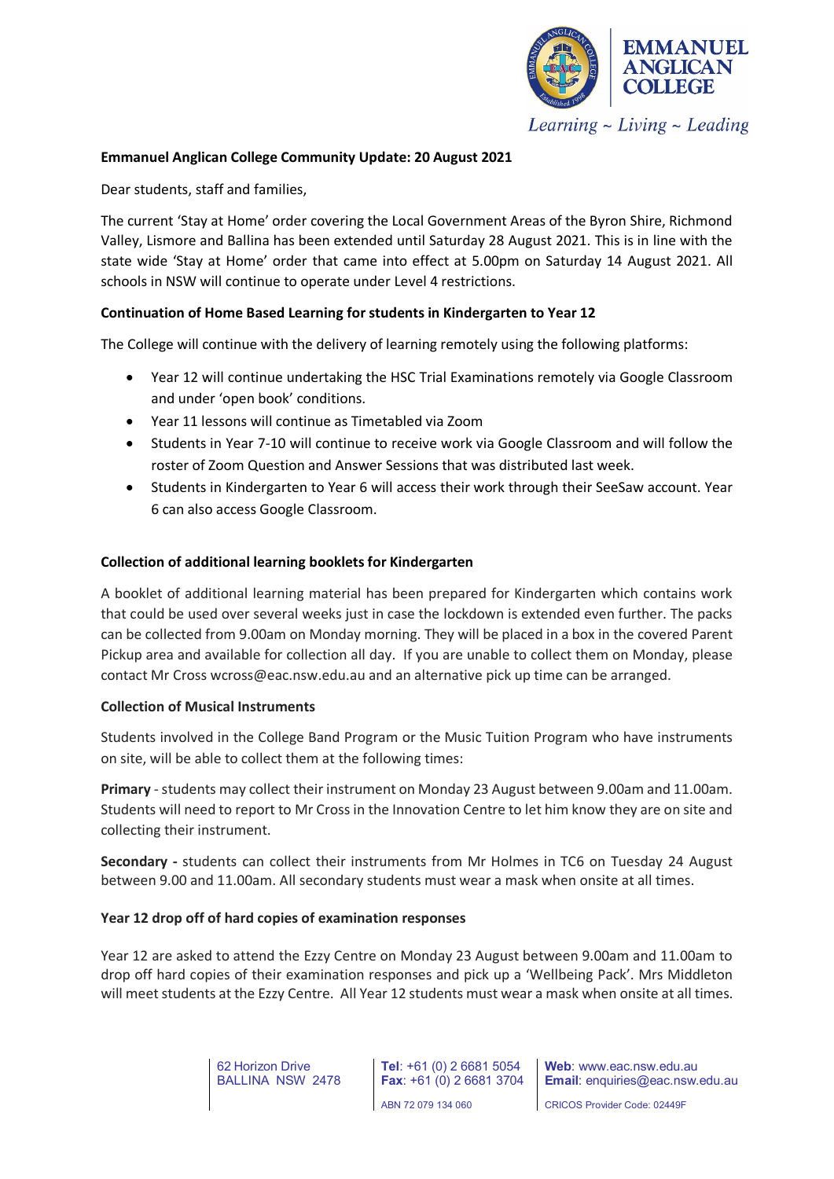**Emmanuel Anglican College Community Update: 20 August 2021**

Dear students, staff and families,

The current 'Stay at Home' order covering the Local Government Areas of the Byron Shire, Richmond Valley, Lismore and Ballina has been extended until Saturday 28 August 2021. This is in line with the state wide 'Stay at Home' order that came into effect at 5.00pm on Saturday 14 August 2021. All schools in NSW will continue to operate under Level 4 restrictions.

**Continuation of Home Based Learning for students in Kindergarten to Year 12**

The College will continue with the delivery of learning remotely using the following platforms:

- Year 12 will continue undertaking the HSC Trial Examinations remotely via Google Classroom and under 'open book' conditions.
- Year 11 lessons will continue as Timetabled via Zoom
- Students in Year 7-10 will continue to receive work via Google Classroom and will follow the roster of Zoom Question and Answer Sessions that was distributed last week.
- Students in Kindergarten to Year 6 will access their work through their SeeSaw account. Year 6 can also access Google Classroom.

**Collection of additional learning booklets for Kindergarten**

A booklet of additional learning material has been prepared for Kindergarten which contains work that could be used over several weeks just in case the lockdown is extended even further. The packs can be collected from 9.00am on Monday morning. They will be placed in a box in the covered Parent Pickup area and available for collection all day. If you are unable to collect them on Monday, please contact Mr Cross wcross@eac.nsw.edu.au and an alternative pick up time can be arranged.

**Collection of Musical Instruments**

Students involved in the College Band Program or the Music Tuition Program who have instruments on site, will be able to collect them at the following times:

**Primary** - students may collect their instrument on Monday 23 August between 9.00am and 11.00am. Students will need to report to Mr Cross in the Innovation Centre to let him know they are on site and collecting their instrument.

**Secondary -** students can collect their instruments from Mr Holmes in TC6 on Tuesday 24 August between 9.00 and 11.00am. All secondary students must wear a mask when onsite at all times.

**Year 12 drop off of hard copies of examination responses**

Year 12 are asked to attend the Ezzy Centre on Monday 23 August between 9.00am and 11.00am to drop off hard copies of their examination responses and pick up a 'Wellbeing Pack'. Mrs Middleton will meet students at the Ezzy Centre. All Year 12 students must wear a mask when onsite at all times.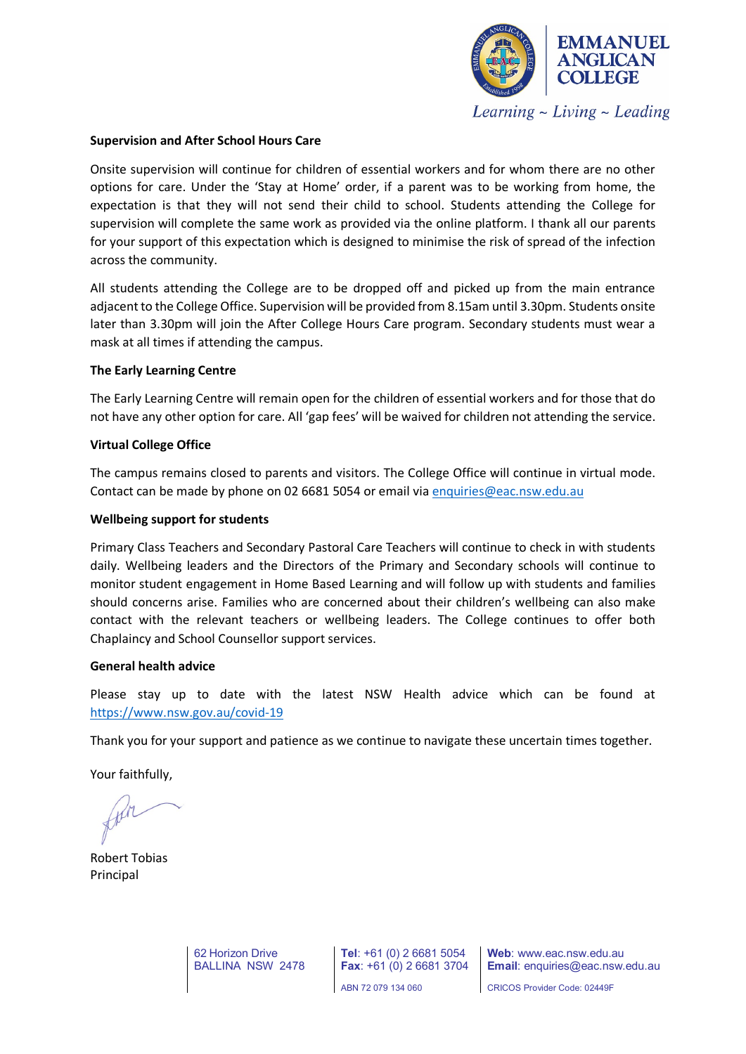**Supervision and After School Hours Care**

Onsite supervision will continue for children of essential workers and for whom there are no other options for care. Under the 'Stay at Home' order, if a parent was to be working from home, the expectation is that they will not send their child to school. Students attending the College for supervision will complete the same work as provided via the online platform. I thank all our parents for your support of this expectation which is designed to minimise the risk of spread of the infection across the community.

All students attending the College are to be dropped off and picked up from the main entrance adjacent to the College Office. Supervision will be provided from 8.15am until 3.30pm. Students onsite later than 3.30pm will join the After College Hours Care program. Secondary students must wear a mask at all times if attending the campus.

**The Early Learning Centre**

The Early Learning Centre will remain open for the children of essential workers and for those that do not have any other option for care. All 'gap fees' will be waived for children not attending the service.

**Virtual College Office**

The campus remains closed to parents and visitors. The College Office will continue in virtual mode. Contact can be made by phone on 02 6681 5054 or email via enquiries@eac.nsw.edu.au

**Wellbeing support for students**

Primary Class Teachers and Secondary Pastoral Care Teachers will continue to check in with students daily. Wellbeing leaders and the Directors of the Primary and Secondary schools will continue to monitor student engagement in Home Based Learning and will follow up with students and families should concerns arise. Families who are concerned about their children's wellbeing can also make contact with the relevant teachers or wellbeing leaders. The College continues to offer both Chaplaincy and School Counsellor support services.

**General health advice**

Please stay up to date with the latest NSW Health advice which can be found at https://www.nsw.gov.au/covid-19

Thank you for your support and patience as we continue to navigate these uncertain times together.

Your faithfully,

Robert Tobias
Principal

62 Horizon Drive
BALLINA NSW 2478

**Tel**: +61 (0) 2 6681 5054
**Fax**: +61 (0) 2 6681 3704
ABN 72 079 134 060

**Web**: www.eac.nsw.edu.au
**Email**: enquiries@eac.nsw.edu.au
CRICOS Provider Code: 02449F